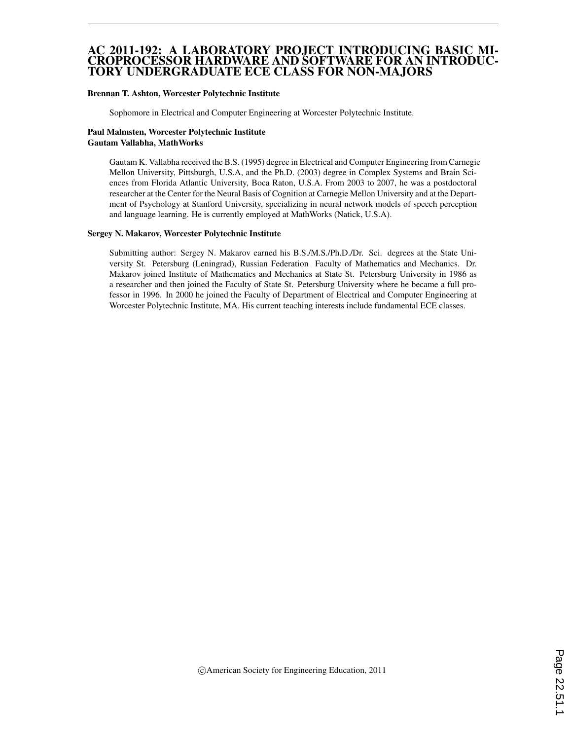# AC 2011-192: A LABORATORY PROJECT INTRODUCING BASIC MICROPROCESSOR HARDWARE AND SOFTWARE FOR AN INTRODUCTORY UNDERGRADUATE ECE CLASS FOR NON-MAJORS

**Brennan T. Ashton, Worcester Polytechnic Institute**

Sophomore in Electrical and Computer Engineering at Worcester Polytechnic Institute.

**Paul Malmsten, Worcester Polytechnic Institute**
**Gautam Vallabha, MathWorks**

Gautam K. Vallabha received the B.S. (1995) degree in Electrical and Computer Engineering from Carnegie Mellon University, Pittsburgh, U.S.A, and the Ph.D. (2003) degree in Complex Systems and Brain Sciences from Florida Atlantic University, Boca Raton, U.S.A. From 2003 to 2007, he was a postdoctoral researcher at the Center for the Neural Basis of Cognition at Carnegie Mellon University and at the Department of Psychology at Stanford University, specializing in neural network models of speech perception and language learning. He is currently employed at MathWorks (Natick, U.S.A).

**Sergey N. Makarov, Worcester Polytechnic Institute**

Submitting author: Sergey N. Makarov earned his B.S./M.S./Ph.D./Dr. Sci. degrees at the State University St. Petersburg (Leningrad), Russian Federation Faculty of Mathematics and Mechanics. Dr. Makarov joined Institute of Mathematics and Mechanics at State St. Petersburg University in 1986 as a researcher and then joined the Faculty of State St. Petersburg University where he became a full professor in 1996. In 2000 he joined the Faculty of Department of Electrical and Computer Engineering at Worcester Polytechnic Institute, MA. His current teaching interests include fundamental ECE classes.

©American Society for Engineering Education, 2011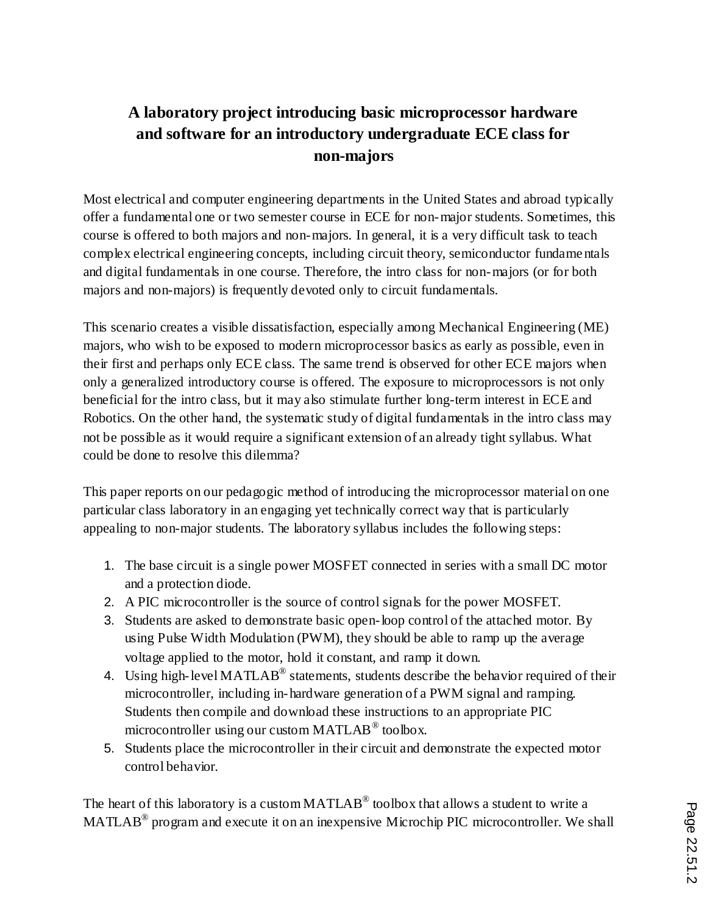# A laboratory project introducing basic microprocessor hardware and software for an introductory undergraduate ECE class for non-majors

Most electrical and computer engineering departments in the United States and abroad typically offer a fundamental one or two semester course in ECE for non-major students. Sometimes, this course is offered to both majors and non-majors. In general, it is a very difficult task to teach complex electrical engineering concepts, including circuit theory, semiconductor fundamentals and digital fundamentals in one course. Therefore, the intro class for non-majors (or for both majors and non-majors) is frequently devoted only to circuit fundamentals.

This scenario creates a visible dissatisfaction, especially among Mechanical Engineering (ME) majors, who wish to be exposed to modern microprocessor basics as early as possible, even in their first and perhaps only ECE class. The same trend is observed for other ECE majors when only a generalized introductory course is offered. The exposure to microprocessors is not only beneficial for the intro class, but it may also stimulate further long-term interest in ECE and Robotics. On the other hand, the systematic study of digital fundamentals in the intro class may not be possible as it would require a significant extension of an already tight syllabus. What could be done to resolve this dilemma?

This paper reports on our pedagogic method of introducing the microprocessor material on one particular class laboratory in an engaging yet technically correct way that is particularly appealing to non-major students. The laboratory syllabus includes the following steps:

1. The base circuit is a single power MOSFET connected in series with a small DC motor and a protection diode.
2. A PIC microcontroller is the source of control signals for the power MOSFET.
3. Students are asked to demonstrate basic open-loop control of the attached motor. By using Pulse Width Modulation (PWM), they should be able to ramp up the average voltage applied to the motor, hold it constant, and ramp it down.
4. Using high-level MATLAB® statements, students describe the behavior required of their microcontroller, including in-hardware generation of a PWM signal and ramping. Students then compile and download these instructions to an appropriate PIC microcontroller using our custom MATLAB® toolbox.
5. Students place the microcontroller in their circuit and demonstrate the expected motor control behavior.

The heart of this laboratory is a custom MATLAB® toolbox that allows a student to write a MATLAB® program and execute it on an inexpensive Microchip PIC microcontroller. We shall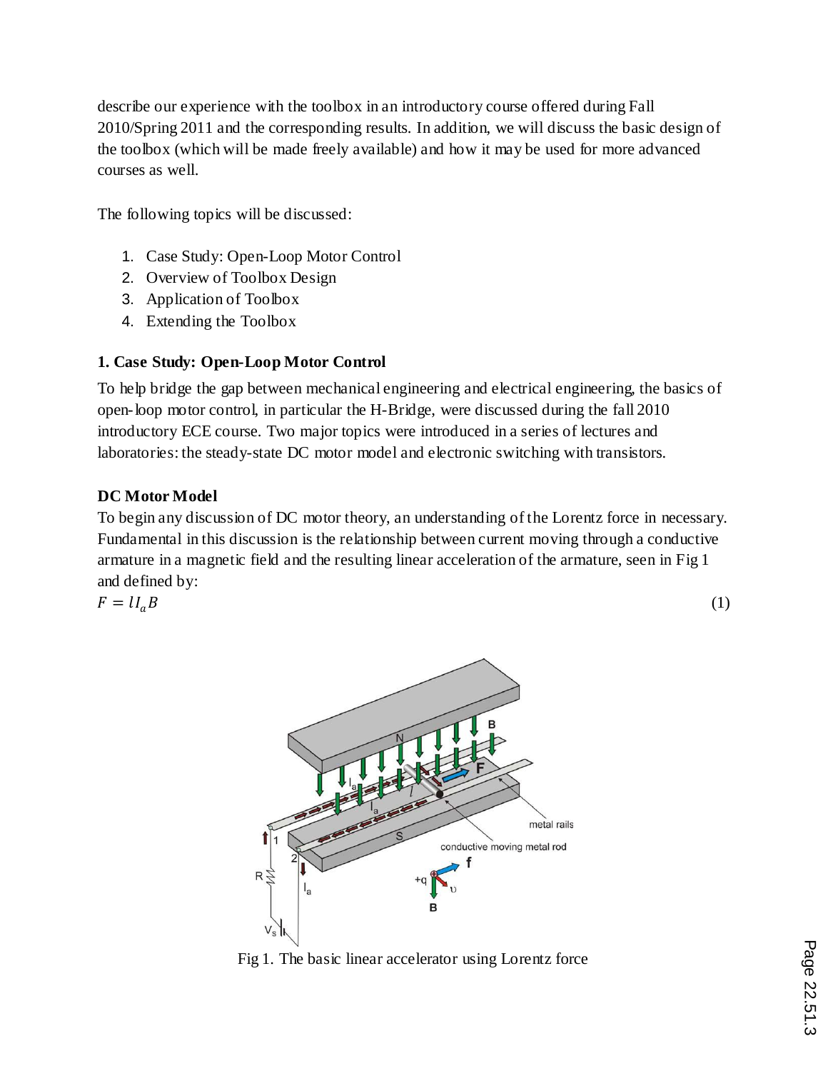describe our experience with the toolbox in an introductory course offered during Fall 2010/Spring 2011 and the corresponding results. In addition, we will discuss the basic design of the toolbox (which will be made freely available) and how it may be used for more advanced courses as well.

The following topics will be discussed:

1. Case Study: Open-Loop Motor Control
2. Overview of Toolbox Design
3. Application of Toolbox
4. Extending the Toolbox

### 1. Case Study: Open-Loop Motor Control

To help bridge the gap between mechanical engineering and electrical engineering, the basics of open-loop motor control, in particular the H-Bridge, were discussed during the fall 2010 introductory ECE course. Two major topics were introduced in a series of lectures and laboratories: the steady-state DC motor model and electronic switching with transistors.

#### DC Motor Model

To begin any discussion of DC motor theory, an understanding of the Lorentz force in necessary. Fundamental in this discussion is the relationship between current moving through a conductive armature in a magnetic field and the resulting linear acceleration of the armature, seen in Fig 1 and defined by:

$$F = lI_aB \tag{1}$$

Fig 1. The basic linear accelerator using Lorentz force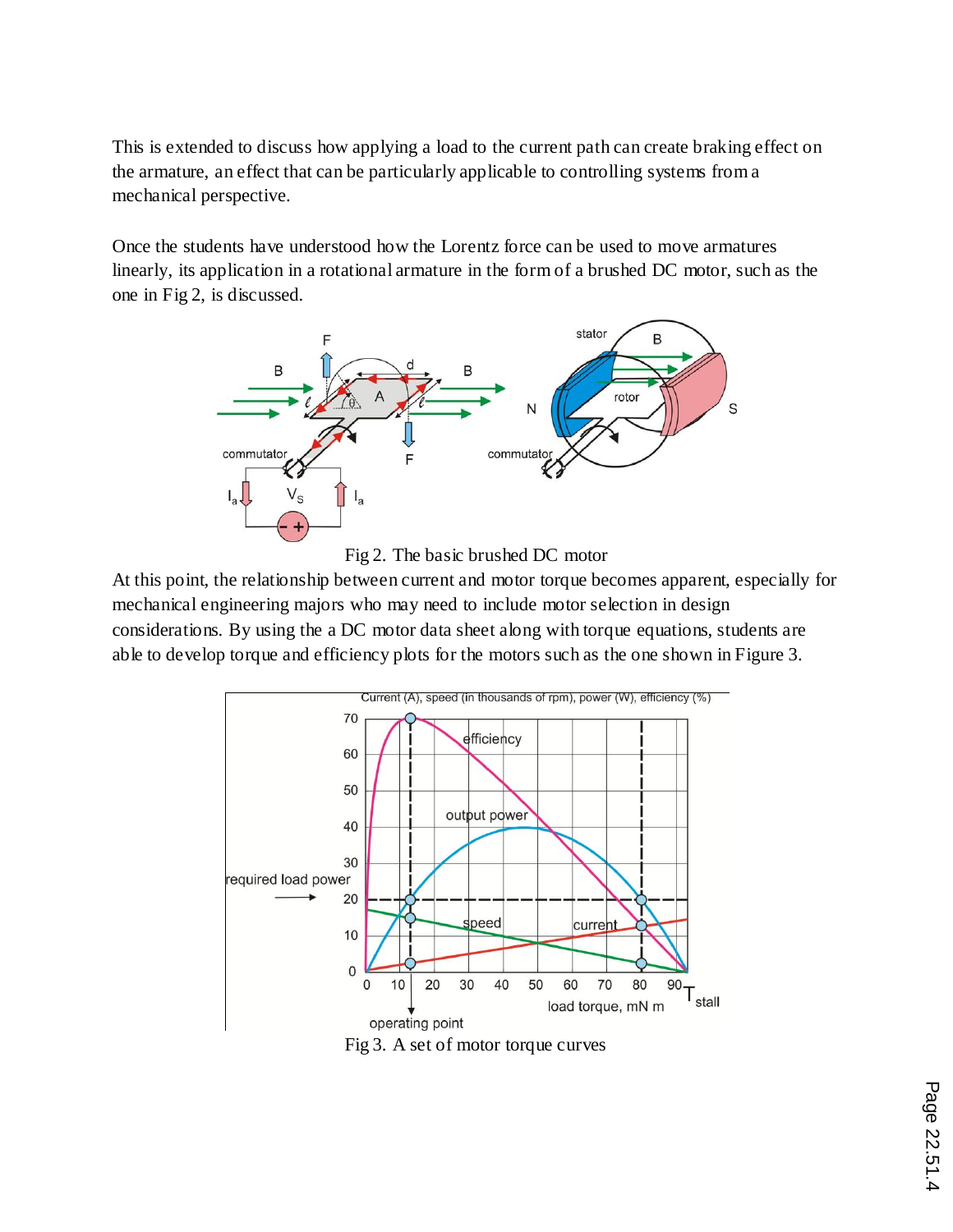This is extended to discuss how applying a load to the current path can create braking effect on the armature, an effect that can be particularly applicable to controlling systems from a mechanical perspective.

Once the students have understood how the Lorentz force can be used to move armatures linearly, its application in a rotational armature in the form of a brushed DC motor, such as the one in Fig 2, is discussed.

Fig 2. The basic brushed DC motor

At this point, the relationship between current and motor torque becomes apparent, especially for mechanical engineering majors who may need to include motor selection in design considerations. By using the a DC motor data sheet along with torque equations, students are able to develop torque and efficiency plots for the motors such as the one shown in Figure 3.

Fig 3. A set of motor torque curves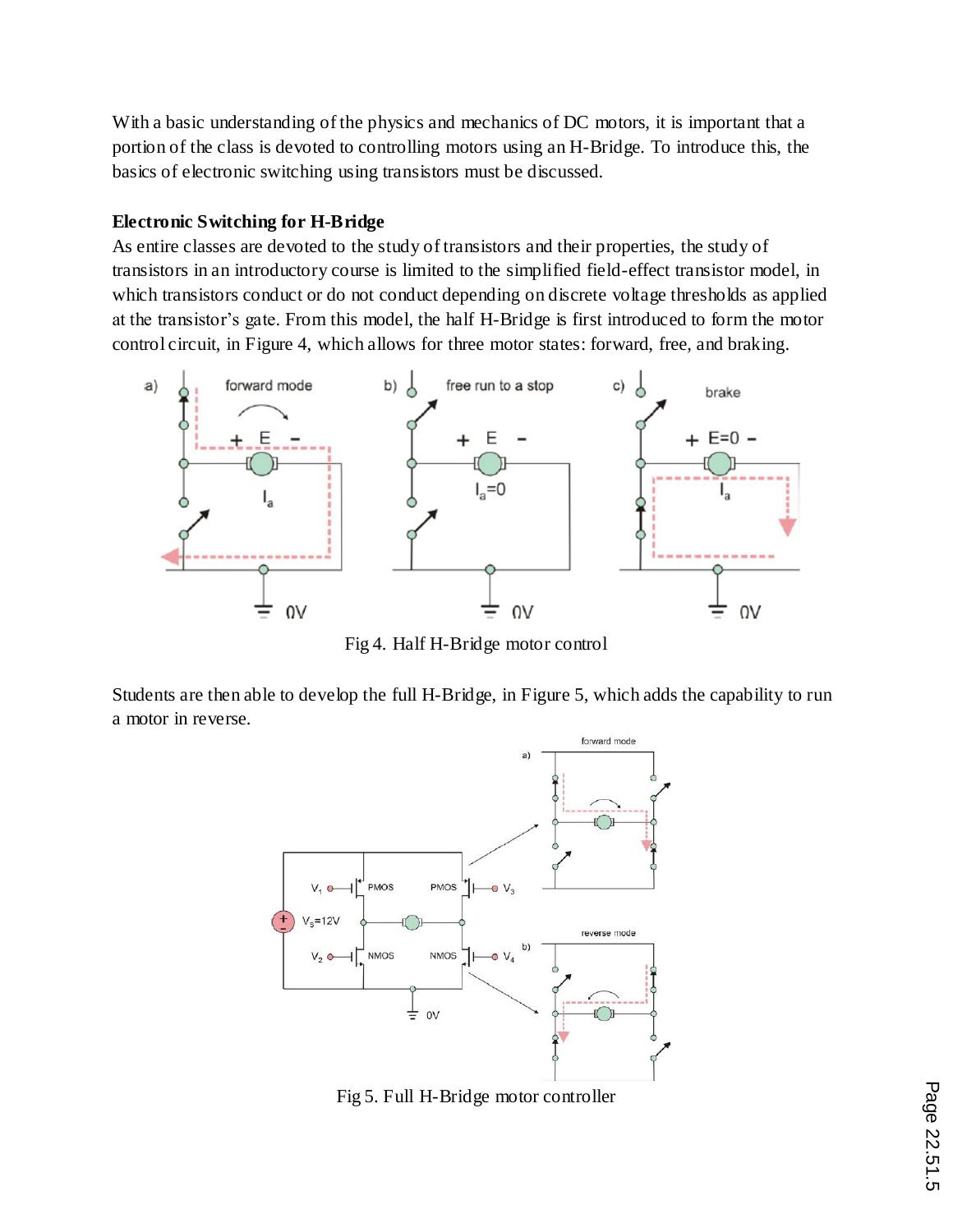With a basic understanding of the physics and mechanics of DC motors, it is important that a portion of the class is devoted to controlling motors using an H-Bridge. To introduce this, the basics of electronic switching using transistors must be discussed.

**Electronic Switching for H-Bridge**

As entire classes are devoted to the study of transistors and their properties, the study of transistors in an introductory course is limited to the simplified field-effect transistor model, in which transistors conduct or do not conduct depending on discrete voltage thresholds as applied at the transistor's gate. From this model, the half H-Bridge is first introduced to form the motor control circuit, in Figure 4, which allows for three motor states: forward, free, and braking.

Fig 4. Half H-Bridge motor control

Students are then able to develop the full H-Bridge, in Figure 5, which adds the capability to run a motor in reverse.

Fig 5. Full H-Bridge motor controller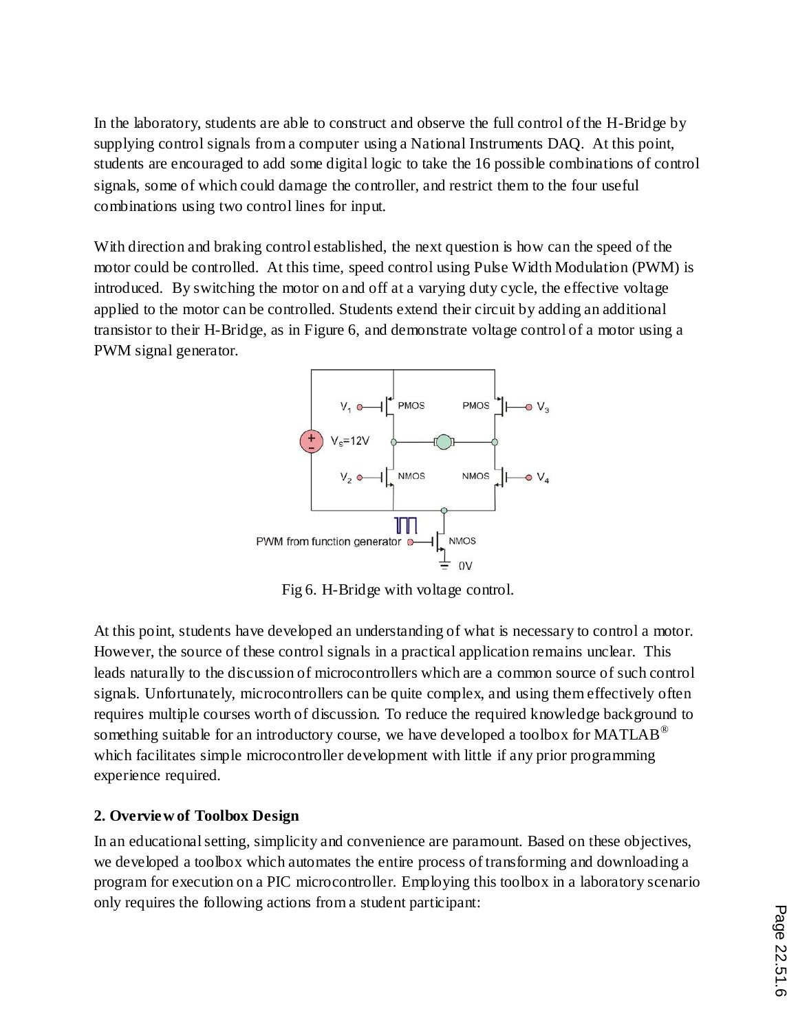In the laboratory, students are able to construct and observe the full control of the H-Bridge by supplying control signals from a computer using a National Instruments DAQ. At this point, students are encouraged to add some digital logic to take the 16 possible combinations of control signals, some of which could damage the controller, and restrict them to the four useful combinations using two control lines for input.

With direction and braking control established, the next question is how can the speed of the motor could be controlled. At this time, speed control using Pulse Width Modulation (PWM) is introduced. By switching the motor on and off at a varying duty cycle, the effective voltage applied to the motor can be controlled. Students extend their circuit by adding an additional transistor to their H-Bridge, as in Figure 6, and demonstrate voltage control of a motor using a PWM signal generator.

Fig 6. H-Bridge with voltage control.

At this point, students have developed an understanding of what is necessary to control a motor. However, the source of these control signals in a practical application remains unclear. This leads naturally to the discussion of microcontrollers which are a common source of such control signals. Unfortunately, microcontrollers can be quite complex, and using them effectively often requires multiple courses worth of discussion. To reduce the required knowledge background to something suitable for an introductory course, we have developed a toolbox for MATLAB® which facilitates simple microcontroller development with little if any prior programming experience required.

**2. Overview of Toolbox Design**

In an educational setting, simplicity and convenience are paramount. Based on these objectives, we developed a toolbox which automates the entire process of transforming and downloading a program for execution on a PIC microcontroller. Employing this toolbox in a laboratory scenario only requires the following actions from a student participant: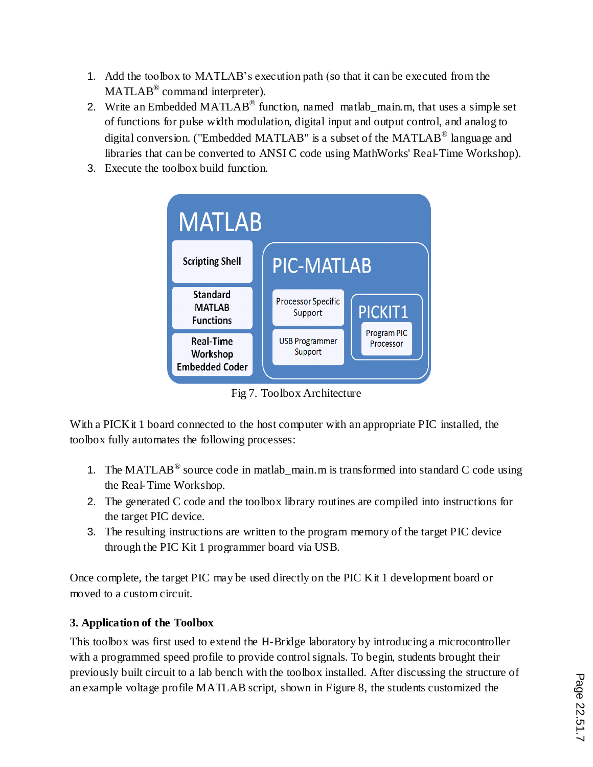1. Add the toolbox to MATLAB's execution path (so that it can be executed from the MATLAB® command interpreter).
2. Write an Embedded MATLAB® function, named matlab_main.m, that uses a simple set of functions for pulse width modulation, digital input and output control, and analog to digital conversion. ("Embedded MATLAB" is a subset of the MATLAB® language and libraries that can be converted to ANSI C code using MathWorks' Real-Time Workshop).
3. Execute the toolbox build function.

Fig 7. Toolbox Architecture

With a PICKit 1 board connected to the host computer with an appropriate PIC installed, the toolbox fully automates the following processes:

1. The MATLAB® source code in matlab_main.m is transformed into standard C code using the Real-Time Workshop.
2. The generated C code and the toolbox library routines are compiled into instructions for the target PIC device.
3. The resulting instructions are written to the program memory of the target PIC device through the PIC Kit 1 programmer board via USB.

Once complete, the target PIC may be used directly on the PIC Kit 1 development board or moved to a custom circuit.

**3. Application of the Toolbox**

This toolbox was first used to extend the H-Bridge laboratory by introducing a microcontroller with a programmed speed profile to provide control signals. To begin, students brought their previously built circuit to a lab bench with the toolbox installed. After discussing the structure of an example voltage profile MATLAB script, shown in Figure 8, the students customized the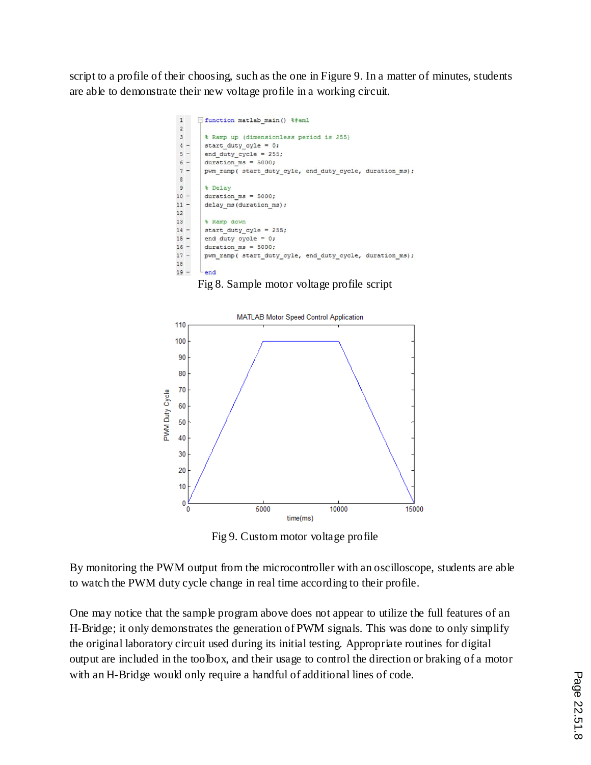script to a profile of their choosing, such as the one in Figure 9. In a matter of minutes, students are able to demonstrate their new voltage profile in a working circuit.

```
function matlab_main() %#eml

% Ramp up (dimensionless period is 255)
start_duty_cyle = 0;
end_duty_cycle = 255;
duration_ms = 5000;
pwm_ramp( start_duty_cyle, end_duty_cycle, duration_ms);

% Delay
duration_ms = 5000;
delay_ms(duration_ms);

% Ramp down
start_duty_cyle = 255;
end_duty_cycle = 0;
duration_ms = 5000;
pwm_ramp( start_duty_cyle, end_duty_cycle, duration_ms);

end
```

Fig 8. Sample motor voltage profile script

Fig 9. Custom motor voltage profile

By monitoring the PWM output from the microcontroller with an oscilloscope, students are able to watch the PWM duty cycle change in real time according to their profile.

One may notice that the sample program above does not appear to utilize the full features of an H-Bridge; it only demonstrates the generation of PWM signals. This was done to only simplify the original laboratory circuit used during its initial testing. Appropriate routines for digital output are included in the toolbox, and their usage to control the direction or braking of a motor with an H-Bridge would only require a handful of additional lines of code.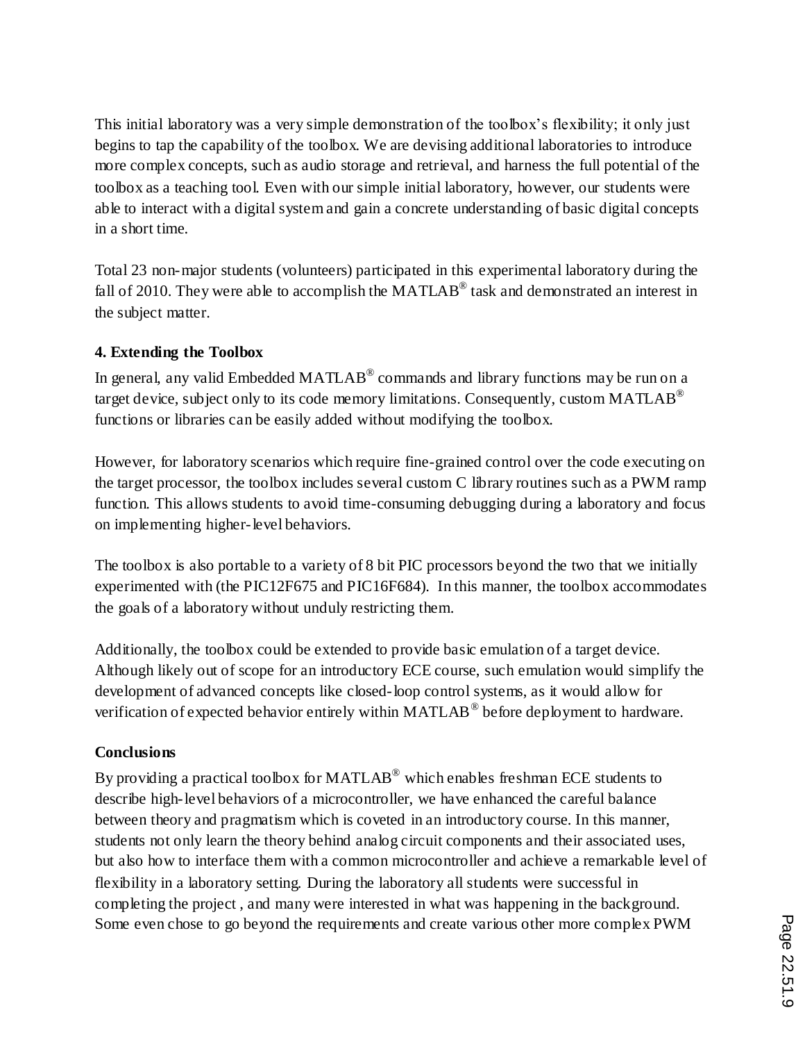This initial laboratory was a very simple demonstration of the toolbox's flexibility; it only just begins to tap the capability of the toolbox. We are devising additional laboratories to introduce more complex concepts, such as audio storage and retrieval, and harness the full potential of the toolbox as a teaching tool. Even with our simple initial laboratory, however, our students were able to interact with a digital system and gain a concrete understanding of basic digital concepts in a short time.

Total 23 non-major students (volunteers) participated in this experimental laboratory during the fall of 2010. They were able to accomplish the MATLAB® task and demonstrated an interest in the subject matter.

**4. Extending the Toolbox**

In general, any valid Embedded MATLAB® commands and library functions may be run on a target device, subject only to its code memory limitations. Consequently, custom MATLAB® functions or libraries can be easily added without modifying the toolbox.

However, for laboratory scenarios which require fine-grained control over the code executing on the target processor, the toolbox includes several custom C library routines such as a PWM ramp function. This allows students to avoid time-consuming debugging during a laboratory and focus on implementing higher-level behaviors.

The toolbox is also portable to a variety of 8 bit PIC processors beyond the two that we initially experimented with (the PIC12F675 and PIC16F684). In this manner, the toolbox accommodates the goals of a laboratory without unduly restricting them.

Additionally, the toolbox could be extended to provide basic emulation of a target device. Although likely out of scope for an introductory ECE course, such emulation would simplify the development of advanced concepts like closed-loop control systems, as it would allow for verification of expected behavior entirely within MATLAB® before deployment to hardware.

**Conclusions**

By providing a practical toolbox for MATLAB® which enables freshman ECE students to describe high-level behaviors of a microcontroller, we have enhanced the careful balance between theory and pragmatism which is coveted in an introductory course. In this manner, students not only learn the theory behind analog circuit components and their associated uses, but also how to interface them with a common microcontroller and achieve a remarkable level of flexibility in a laboratory setting. During the laboratory all students were successful in completing the project , and many were interested in what was happening in the background. Some even chose to go beyond the requirements and create various other more complex PWM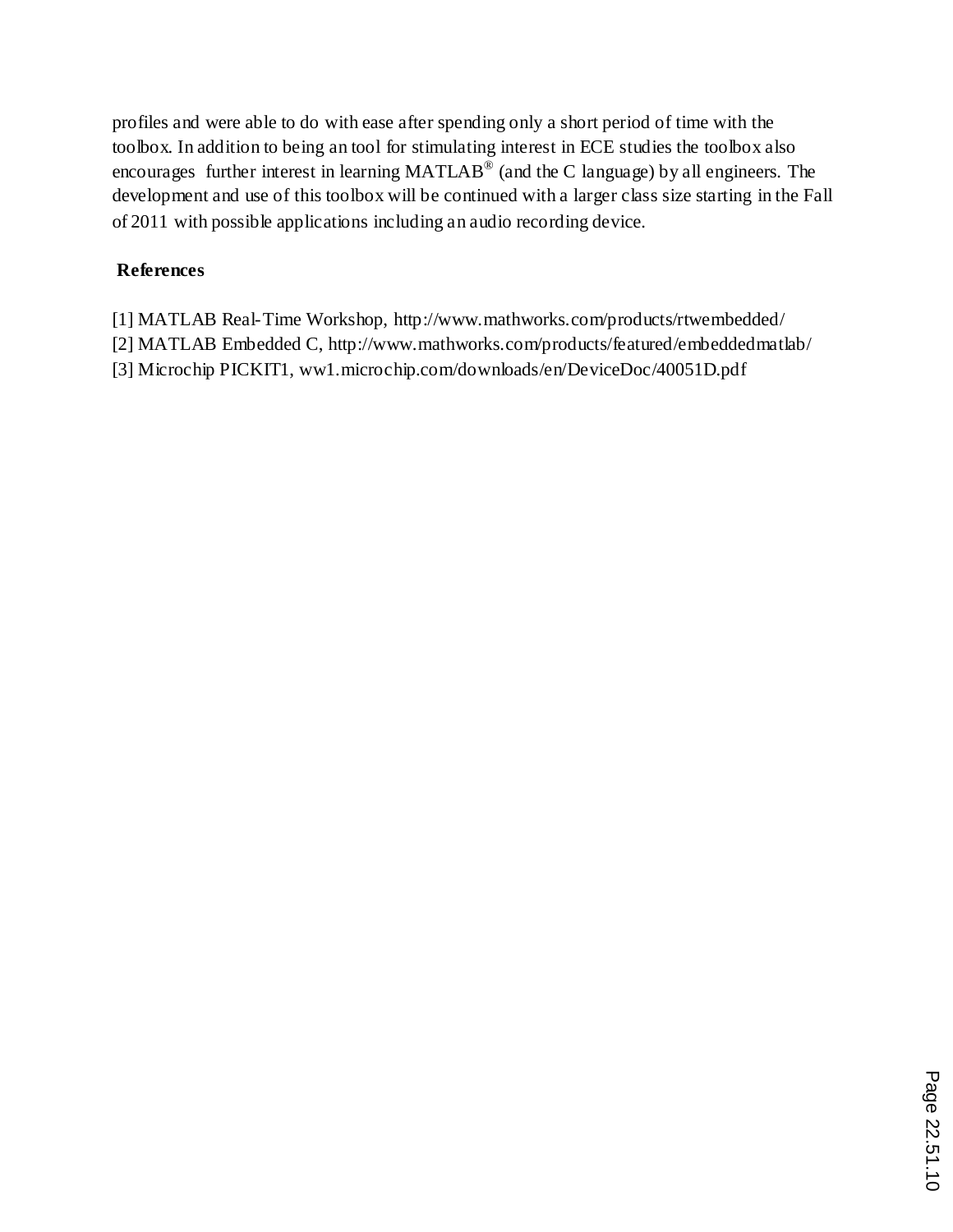profiles and were able to do with ease after spending only a short period of time with the toolbox. In addition to being an tool for stimulating interest in ECE studies the toolbox also encourages further interest in learning MATLAB® (and the C language) by all engineers. The development and use of this toolbox will be continued with a larger class size starting in the Fall of 2011 with possible applications including an audio recording device.

## References

[1] MATLAB Real-Time Workshop, http://www.mathworks.com/products/rtwembedded/
[2] MATLAB Embedded C, http://www.mathworks.com/products/featured/embeddedmatlab/
[3] Microchip PICKIT1, ww1.microchip.com/downloads/en/DeviceDoc/40051D.pdf